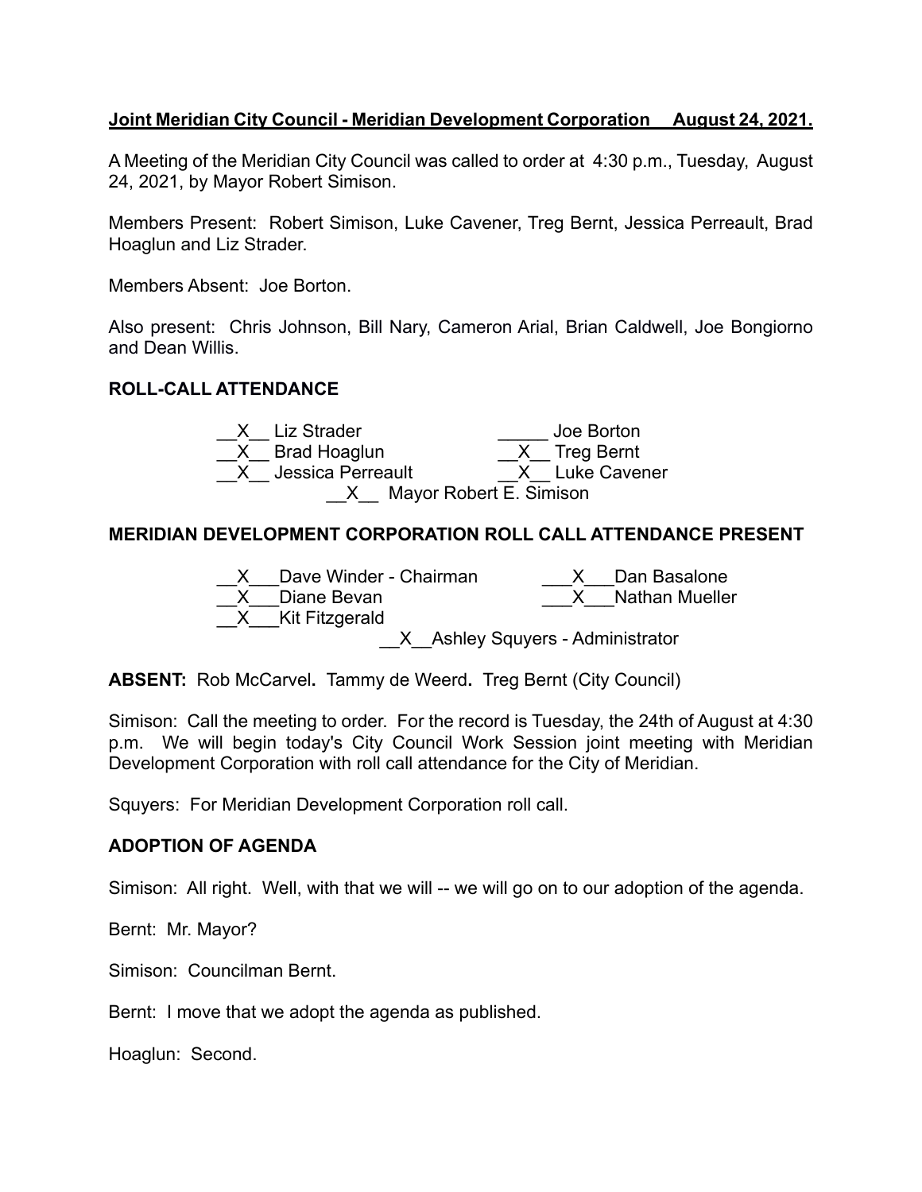**Joint Meridian City Council - Meridian Development Corporation August 24, 2021.**

A Meeting of the Meridian City Council was called to order at 4:30 p.m., Tuesday, August 24, 2021, by Mayor Robert Simison.

Members Present: Robert Simison, Luke Cavener, Treg Bernt, Jessica Perreault, Brad Hoaglun and Liz Strader.

Members Absent: Joe Borton.

Also present: Chris Johnson, Bill Nary, Cameron Arial, Brian Caldwell, Joe Bongiorno and Dean Willis.

**ROLL-CALL ATTENDANCE**

| | |
|---|---|
| \_\_X\_\_ Liz Strader | \_\_\_\_\_ Joe Borton |
| \_\_X\_\_ Brad Hoaglun | \_\_X\_\_ Treg Bernt |
| \_\_X\_\_ Jessica Perreault | \_\_X\_\_ Luke Cavener |

\_\_X\_\_ Mayor Robert E. Simison

**MERIDIAN DEVELOPMENT CORPORATION ROLL CALL ATTENDANCE PRESENT**

| | |
|---|---|
| \_\_X\_\_\_Dave Winder - Chairman | \_\_\_X\_\_\_Dan Basalone |
| \_\_X\_\_\_Diane Bevan | \_\_\_X\_\_\_Nathan Mueller |
| \_\_X\_\_\_Kit Fitzgerald | |

\_\_X\_\_Ashley Squyers - Administrator

**ABSENT:** Rob McCarvel**.** Tammy de Weerd**.** Treg Bernt (City Council)

Simison: Call the meeting to order. For the record is Tuesday, the 24th of August at 4:30 p.m. We will begin today's City Council Work Session joint meeting with Meridian Development Corporation with roll call attendance for the City of Meridian.

Squyers: For Meridian Development Corporation roll call.

**ADOPTION OF AGENDA**

Simison: All right. Well, with that we will -- we will go on to our adoption of the agenda.

Bernt: Mr. Mayor?

Simison: Councilman Bernt.

Bernt: I move that we adopt the agenda as published.

Hoaglun: Second.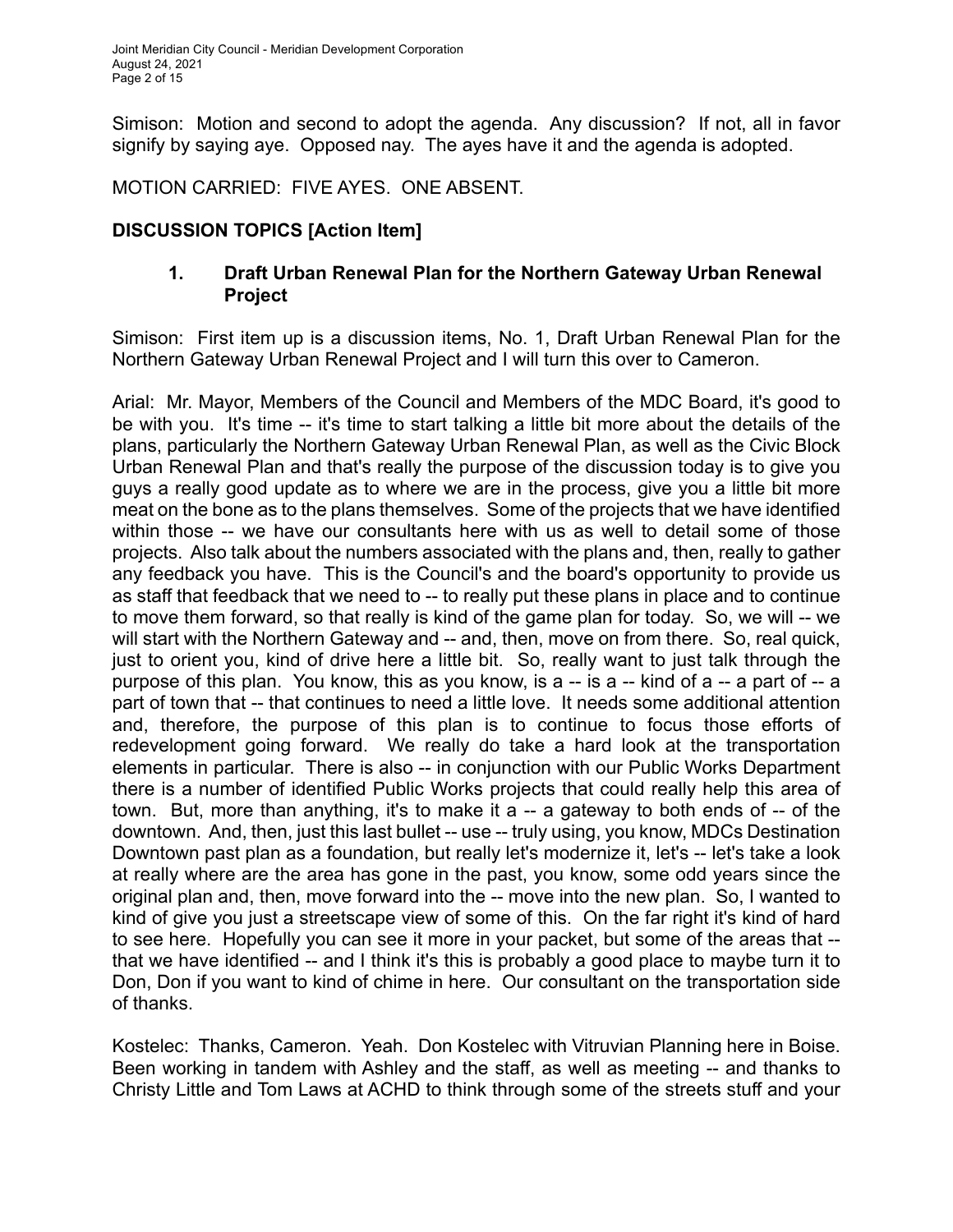Simison: Motion and second to adopt the agenda. Any discussion? If not, all in favor signify by saying aye. Opposed nay. The ayes have it and the agenda is adopted.

MOTION CARRIED: FIVE AYES. ONE ABSENT.

**DISCUSSION TOPICS [Action Item]**

1. **Draft Urban Renewal Plan for the Northern Gateway Urban Renewal Project**

Simison: First item up is a discussion items, No. 1, Draft Urban Renewal Plan for the Northern Gateway Urban Renewal Project and I will turn this over to Cameron.

Arial: Mr. Mayor, Members of the Council and Members of the MDC Board, it's good to be with you. It's time -- it's time to start talking a little bit more about the details of the plans, particularly the Northern Gateway Urban Renewal Plan, as well as the Civic Block Urban Renewal Plan and that's really the purpose of the discussion today is to give you guys a really good update as to where we are in the process, give you a little bit more meat on the bone as to the plans themselves. Some of the projects that we have identified within those -- we have our consultants here with us as well to detail some of those projects. Also talk about the numbers associated with the plans and, then, really to gather any feedback you have. This is the Council's and the board's opportunity to provide us as staff that feedback that we need to -- to really put these plans in place and to continue to move them forward, so that really is kind of the game plan for today. So, we will -- we will start with the Northern Gateway and -- and, then, move on from there. So, real quick, just to orient you, kind of drive here a little bit. So, really want to just talk through the purpose of this plan. You know, this as you know, is a -- is a -- kind of a -- a part of -- a part of town that -- that continues to need a little love. It needs some additional attention and, therefore, the purpose of this plan is to continue to focus those efforts of redevelopment going forward. We really do take a hard look at the transportation elements in particular. There is also -- in conjunction with our Public Works Department there is a number of identified Public Works projects that could really help this area of town. But, more than anything, it's to make it a -- a gateway to both ends of -- of the downtown. And, then, just this last bullet -- use -- truly using, you know, MDCs Destination Downtown past plan as a foundation, but really let's modernize it, let's -- let's take a look at really where are the area has gone in the past, you know, some odd years since the original plan and, then, move forward into the -- move into the new plan. So, I wanted to kind of give you just a streetscape view of some of this. On the far right it's kind of hard to see here. Hopefully you can see it more in your packet, but some of the areas that -- that we have identified -- and I think it's this is probably a good place to maybe turn it to Don, Don if you want to kind of chime in here. Our consultant on the transportation side of thanks.

Kostelec: Thanks, Cameron. Yeah. Don Kostelec with Vitruvian Planning here in Boise. Been working in tandem with Ashley and the staff, as well as meeting -- and thanks to Christy Little and Tom Laws at ACHD to think through some of the streets stuff and your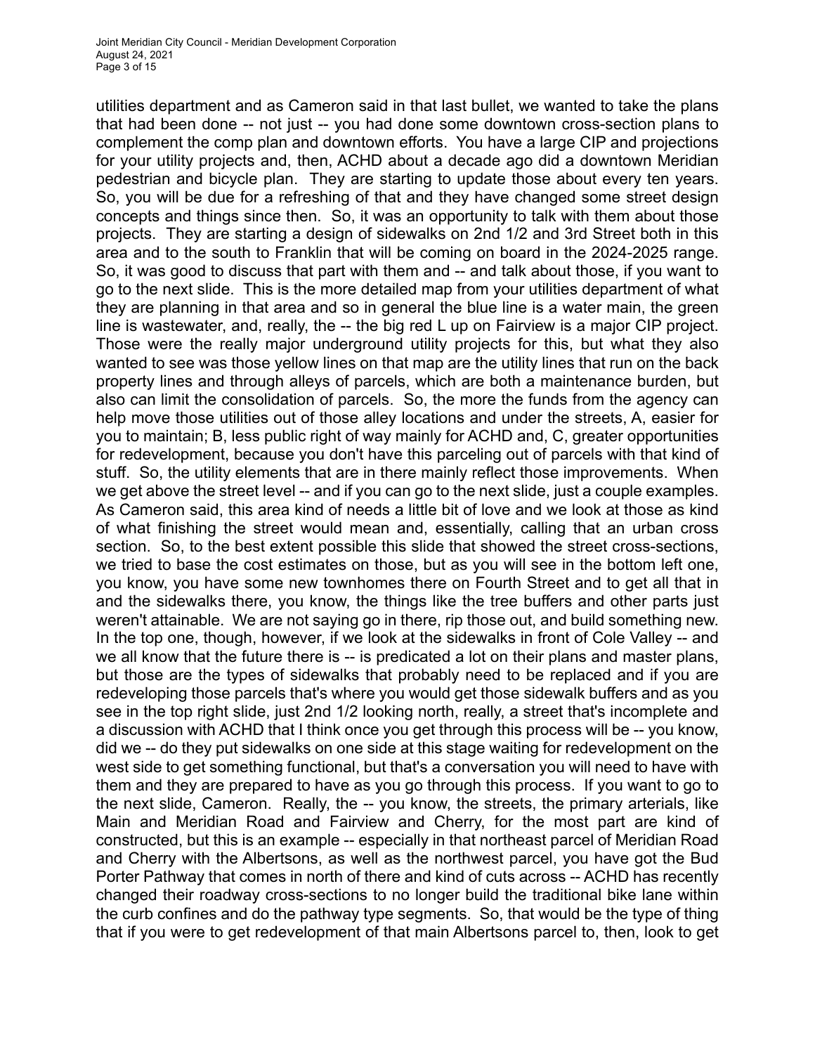utilities department and as Cameron said in that last bullet, we wanted to take the plans that had been done -- not just -- you had done some downtown cross-section plans to complement the comp plan and downtown efforts. You have a large CIP and projections for your utility projects and, then, ACHD about a decade ago did a downtown Meridian pedestrian and bicycle plan. They are starting to update those about every ten years. So, you will be due for a refreshing of that and they have changed some street design concepts and things since then. So, it was an opportunity to talk with them about those projects. They are starting a design of sidewalks on 2nd 1/2 and 3rd Street both in this area and to the south to Franklin that will be coming on board in the 2024-2025 range. So, it was good to discuss that part with them and -- and talk about those, if you want to go to the next slide. This is the more detailed map from your utilities department of what they are planning in that area and so in general the blue line is a water main, the green line is wastewater, and, really, the -- the big red L up on Fairview is a major CIP project. Those were the really major underground utility projects for this, but what they also wanted to see was those yellow lines on that map are the utility lines that run on the back property lines and through alleys of parcels, which are both a maintenance burden, but also can limit the consolidation of parcels. So, the more the funds from the agency can help move those utilities out of those alley locations and under the streets, A, easier for you to maintain; B, less public right of way mainly for ACHD and, C, greater opportunities for redevelopment, because you don't have this parceling out of parcels with that kind of stuff. So, the utility elements that are in there mainly reflect those improvements. When we get above the street level -- and if you can go to the next slide, just a couple examples. As Cameron said, this area kind of needs a little bit of love and we look at those as kind of what finishing the street would mean and, essentially, calling that an urban cross section. So, to the best extent possible this slide that showed the street cross-sections, we tried to base the cost estimates on those, but as you will see in the bottom left one, you know, you have some new townhomes there on Fourth Street and to get all that in and the sidewalks there, you know, the things like the tree buffers and other parts just weren't attainable. We are not saying go in there, rip those out, and build something new. In the top one, though, however, if we look at the sidewalks in front of Cole Valley -- and we all know that the future there is -- is predicated a lot on their plans and master plans, but those are the types of sidewalks that probably need to be replaced and if you are redeveloping those parcels that's where you would get those sidewalk buffers and as you see in the top right slide, just 2nd 1/2 looking north, really, a street that's incomplete and a discussion with ACHD that I think once you get through this process will be -- you know, did we -- do they put sidewalks on one side at this stage waiting for redevelopment on the west side to get something functional, but that's a conversation you will need to have with them and they are prepared to have as you go through this process. If you want to go to the next slide, Cameron. Really, the -- you know, the streets, the primary arterials, like Main and Meridian Road and Fairview and Cherry, for the most part are kind of constructed, but this is an example -- especially in that northeast parcel of Meridian Road and Cherry with the Albertsons, as well as the northwest parcel, you have got the Bud Porter Pathway that comes in north of there and kind of cuts across -- ACHD has recently changed their roadway cross-sections to no longer build the traditional bike lane within the curb confines and do the pathway type segments. So, that would be the type of thing that if you were to get redevelopment of that main Albertsons parcel to, then, look to get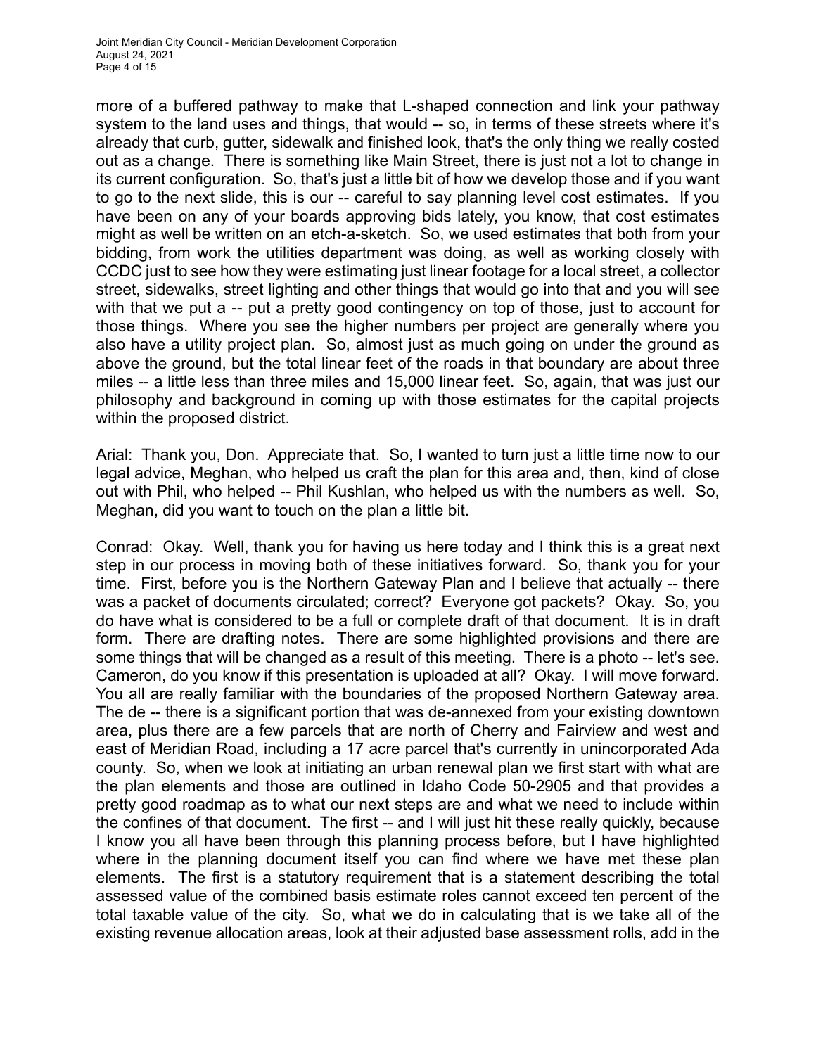more of a buffered pathway to make that L-shaped connection and link your pathway system to the land uses and things, that would -- so, in terms of these streets where it's already that curb, gutter, sidewalk and finished look, that's the only thing we really costed out as a change. There is something like Main Street, there is just not a lot to change in its current configuration. So, that's just a little bit of how we develop those and if you want to go to the next slide, this is our -- careful to say planning level cost estimates. If you have been on any of your boards approving bids lately, you know, that cost estimates might as well be written on an etch-a-sketch. So, we used estimates that both from your bidding, from work the utilities department was doing, as well as working closely with CCDC just to see how they were estimating just linear footage for a local street, a collector street, sidewalks, street lighting and other things that would go into that and you will see with that we put a -- put a pretty good contingency on top of those, just to account for those things. Where you see the higher numbers per project are generally where you also have a utility project plan. So, almost just as much going on under the ground as above the ground, but the total linear feet of the roads in that boundary are about three miles -- a little less than three miles and 15,000 linear feet. So, again, that was just our philosophy and background in coming up with those estimates for the capital projects within the proposed district.

Arial: Thank you, Don. Appreciate that. So, I wanted to turn just a little time now to our legal advice, Meghan, who helped us craft the plan for this area and, then, kind of close out with Phil, who helped -- Phil Kushlan, who helped us with the numbers as well. So, Meghan, did you want to touch on the plan a little bit.

Conrad: Okay. Well, thank you for having us here today and I think this is a great next step in our process in moving both of these initiatives forward. So, thank you for your time. First, before you is the Northern Gateway Plan and I believe that actually -- there was a packet of documents circulated; correct? Everyone got packets? Okay. So, you do have what is considered to be a full or complete draft of that document. It is in draft form. There are drafting notes. There are some highlighted provisions and there are some things that will be changed as a result of this meeting. There is a photo -- let's see. Cameron, do you know if this presentation is uploaded at all? Okay. I will move forward. You all are really familiar with the boundaries of the proposed Northern Gateway area. The de -- there is a significant portion that was de-annexed from your existing downtown area, plus there are a few parcels that are north of Cherry and Fairview and west and east of Meridian Road, including a 17 acre parcel that's currently in unincorporated Ada county. So, when we look at initiating an urban renewal plan we first start with what are the plan elements and those are outlined in Idaho Code 50-2905 and that provides a pretty good roadmap as to what our next steps are and what we need to include within the confines of that document. The first -- and I will just hit these really quickly, because I know you all have been through this planning process before, but I have highlighted where in the planning document itself you can find where we have met these plan elements. The first is a statutory requirement that is a statement describing the total assessed value of the combined basis estimate roles cannot exceed ten percent of the total taxable value of the city. So, what we do in calculating that is we take all of the existing revenue allocation areas, look at their adjusted base assessment rolls, add in the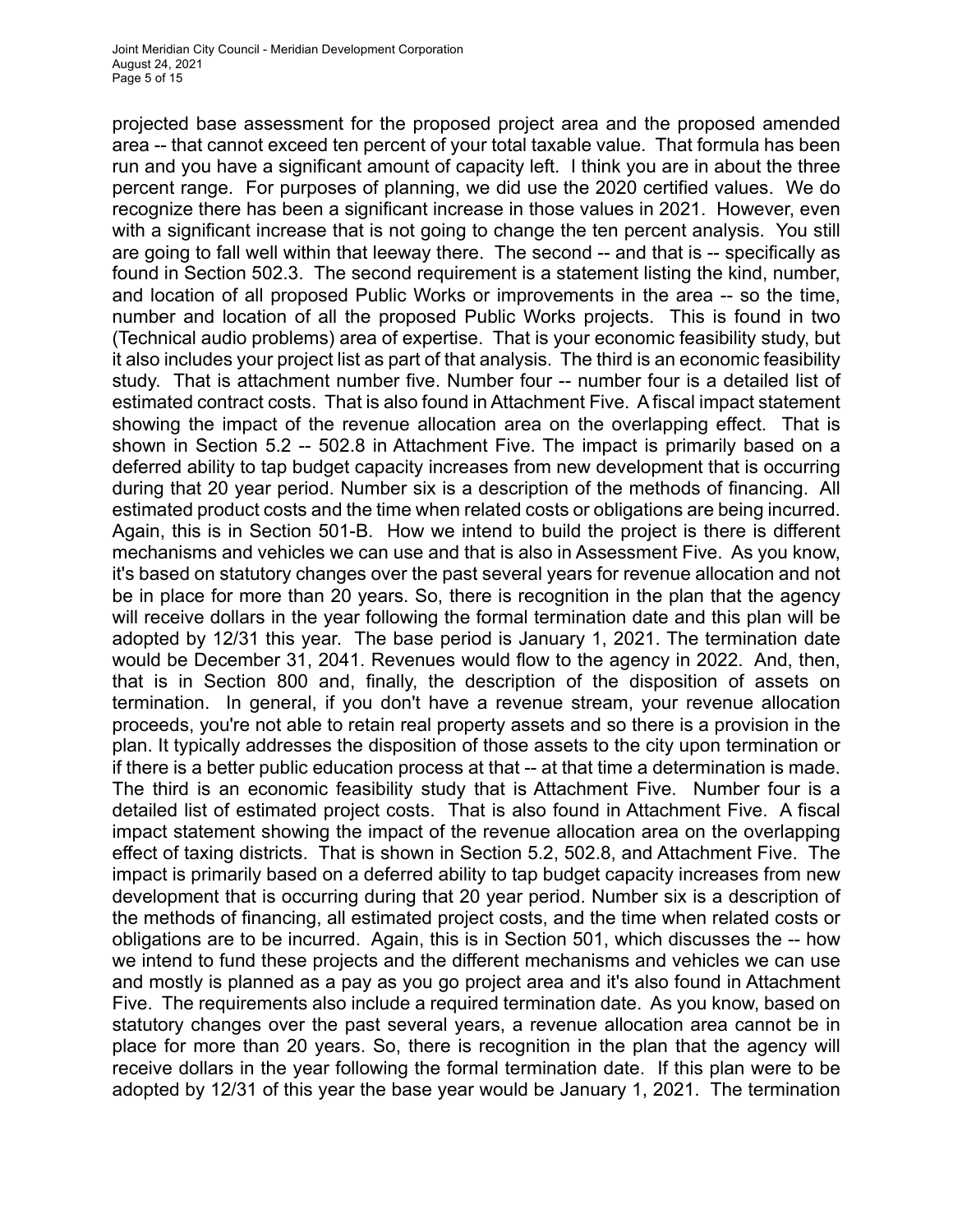projected base assessment for the proposed project area and the proposed amended area -- that cannot exceed ten percent of your total taxable value. That formula has been run and you have a significant amount of capacity left. I think you are in about the three percent range. For purposes of planning, we did use the 2020 certified values. We do recognize there has been a significant increase in those values in 2021. However, even with a significant increase that is not going to change the ten percent analysis. You still are going to fall well within that leeway there. The second -- and that is -- specifically as found in Section 502.3. The second requirement is a statement listing the kind, number, and location of all proposed Public Works or improvements in the area -- so the time, number and location of all the proposed Public Works projects. This is found in two (Technical audio problems) area of expertise. That is your economic feasibility study, but it also includes your project list as part of that analysis. The third is an economic feasibility study. That is attachment number five. Number four -- number four is a detailed list of estimated contract costs. That is also found in Attachment Five. A fiscal impact statement showing the impact of the revenue allocation area on the overlapping effect. That is shown in Section 5.2 -- 502.8 in Attachment Five. The impact is primarily based on a deferred ability to tap budget capacity increases from new development that is occurring during that 20 year period. Number six is a description of the methods of financing. All estimated product costs and the time when related costs or obligations are being incurred. Again, this is in Section 501-B. How we intend to build the project is there is different mechanisms and vehicles we can use and that is also in Assessment Five. As you know, it's based on statutory changes over the past several years for revenue allocation and not be in place for more than 20 years. So, there is recognition in the plan that the agency will receive dollars in the year following the formal termination date and this plan will be adopted by 12/31 this year. The base period is January 1, 2021. The termination date would be December 31, 2041. Revenues would flow to the agency in 2022. And, then, that is in Section 800 and, finally, the description of the disposition of assets on termination. In general, if you don't have a revenue stream, your revenue allocation proceeds, you're not able to retain real property assets and so there is a provision in the plan. It typically addresses the disposition of those assets to the city upon termination or if there is a better public education process at that -- at that time a determination is made. The third is an economic feasibility study that is Attachment Five. Number four is a detailed list of estimated project costs. That is also found in Attachment Five. A fiscal impact statement showing the impact of the revenue allocation area on the overlapping effect of taxing districts. That is shown in Section 5.2, 502.8, and Attachment Five. The impact is primarily based on a deferred ability to tap budget capacity increases from new development that is occurring during that 20 year period. Number six is a description of the methods of financing, all estimated project costs, and the time when related costs or obligations are to be incurred. Again, this is in Section 501, which discusses the -- how we intend to fund these projects and the different mechanisms and vehicles we can use and mostly is planned as a pay as you go project area and it's also found in Attachment Five. The requirements also include a required termination date. As you know, based on statutory changes over the past several years, a revenue allocation area cannot be in place for more than 20 years. So, there is recognition in the plan that the agency will receive dollars in the year following the formal termination date. If this plan were to be adopted by 12/31 of this year the base year would be January 1, 2021. The termination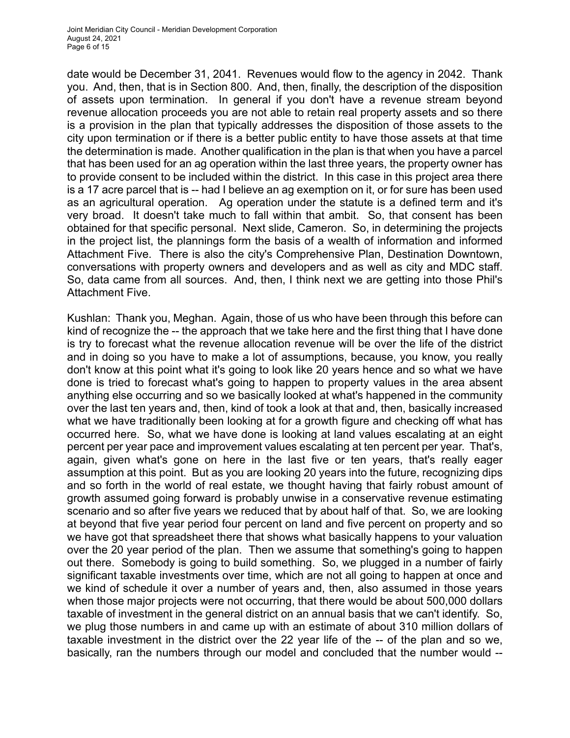date would be December 31, 2041. Revenues would flow to the agency in 2042. Thank you. And, then, that is in Section 800. And, then, finally, the description of the disposition of assets upon termination. In general if you don't have a revenue stream beyond revenue allocation proceeds you are not able to retain real property assets and so there is a provision in the plan that typically addresses the disposition of those assets to the city upon termination or if there is a better public entity to have those assets at that time the determination is made. Another qualification in the plan is that when you have a parcel that has been used for an ag operation within the last three years, the property owner has to provide consent to be included within the district. In this case in this project area there is a 17 acre parcel that is -- had I believe an ag exemption on it, or for sure has been used as an agricultural operation. Ag operation under the statute is a defined term and it's very broad. It doesn't take much to fall within that ambit. So, that consent has been obtained for that specific personal. Next slide, Cameron. So, in determining the projects in the project list, the plannings form the basis of a wealth of information and informed Attachment Five. There is also the city's Comprehensive Plan, Destination Downtown, conversations with property owners and developers and as well as city and MDC staff. So, data came from all sources. And, then, I think next we are getting into those Phil's Attachment Five.

Kushlan: Thank you, Meghan. Again, those of us who have been through this before can kind of recognize the -- the approach that we take here and the first thing that I have done is try to forecast what the revenue allocation revenue will be over the life of the district and in doing so you have to make a lot of assumptions, because, you know, you really don't know at this point what it's going to look like 20 years hence and so what we have done is tried to forecast what's going to happen to property values in the area absent anything else occurring and so we basically looked at what's happened in the community over the last ten years and, then, kind of took a look at that and, then, basically increased what we have traditionally been looking at for a growth figure and checking off what has occurred here. So, what we have done is looking at land values escalating at an eight percent per year pace and improvement values escalating at ten percent per year. That's, again, given what's gone on here in the last five or ten years, that's really eager assumption at this point. But as you are looking 20 years into the future, recognizing dips and so forth in the world of real estate, we thought having that fairly robust amount of growth assumed going forward is probably unwise in a conservative revenue estimating scenario and so after five years we reduced that by about half of that. So, we are looking at beyond that five year period four percent on land and five percent on property and so we have got that spreadsheet there that shows what basically happens to your valuation over the 20 year period of the plan. Then we assume that something's going to happen out there. Somebody is going to build something. So, we plugged in a number of fairly significant taxable investments over time, which are not all going to happen at once and we kind of schedule it over a number of years and, then, also assumed in those years when those major projects were not occurring, that there would be about 500,000 dollars taxable of investment in the general district on an annual basis that we can't identify. So, we plug those numbers in and came up with an estimate of about 310 million dollars of taxable investment in the district over the 22 year life of the -- of the plan and so we, basically, ran the numbers through our model and concluded that the number would --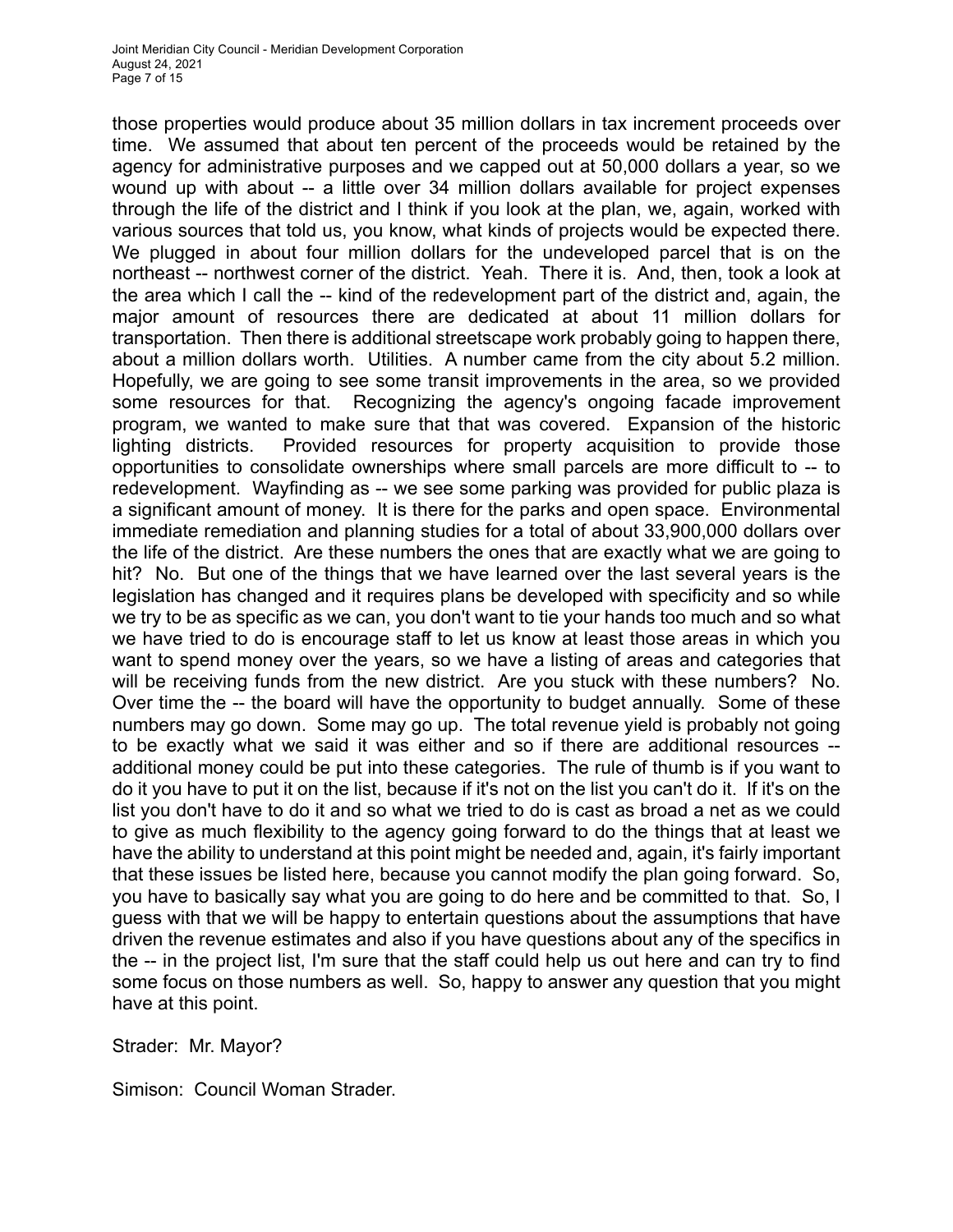those properties would produce about 35 million dollars in tax increment proceeds over time. We assumed that about ten percent of the proceeds would be retained by the agency for administrative purposes and we capped out at 50,000 dollars a year, so we wound up with about -- a little over 34 million dollars available for project expenses through the life of the district and I think if you look at the plan, we, again, worked with various sources that told us, you know, what kinds of projects would be expected there. We plugged in about four million dollars for the undeveloped parcel that is on the northeast -- northwest corner of the district. Yeah. There it is. And, then, took a look at the area which I call the -- kind of the redevelopment part of the district and, again, the major amount of resources there are dedicated at about 11 million dollars for transportation. Then there is additional streetscape work probably going to happen there, about a million dollars worth. Utilities. A number came from the city about 5.2 million. Hopefully, we are going to see some transit improvements in the area, so we provided some resources for that. Recognizing the agency's ongoing facade improvement program, we wanted to make sure that that was covered. Expansion of the historic lighting districts. Provided resources for property acquisition to provide those opportunities to consolidate ownerships where small parcels are more difficult to -- to redevelopment. Wayfinding as -- we see some parking was provided for public plaza is a significant amount of money. It is there for the parks and open space. Environmental immediate remediation and planning studies for a total of about 33,900,000 dollars over the life of the district. Are these numbers the ones that are exactly what we are going to hit? No. But one of the things that we have learned over the last several years is the legislation has changed and it requires plans be developed with specificity and so while we try to be as specific as we can, you don't want to tie your hands too much and so what we have tried to do is encourage staff to let us know at least those areas in which you want to spend money over the years, so we have a listing of areas and categories that will be receiving funds from the new district. Are you stuck with these numbers? No. Over time the -- the board will have the opportunity to budget annually. Some of these numbers may go down. Some may go up. The total revenue yield is probably not going to be exactly what we said it was either and so if there are additional resources -- additional money could be put into these categories. The rule of thumb is if you want to do it you have to put it on the list, because if it's not on the list you can't do it. If it's on the list you don't have to do it and so what we tried to do is cast as broad a net as we could to give as much flexibility to the agency going forward to do the things that at least we have the ability to understand at this point might be needed and, again, it's fairly important that these issues be listed here, because you cannot modify the plan going forward. So, you have to basically say what you are going to do here and be committed to that. So, I guess with that we will be happy to entertain questions about the assumptions that have driven the revenue estimates and also if you have questions about any of the specifics in the -- in the project list, I'm sure that the staff could help us out here and can try to find some focus on those numbers as well. So, happy to answer any question that you might have at this point.

Strader: Mr. Mayor?

Simison: Council Woman Strader.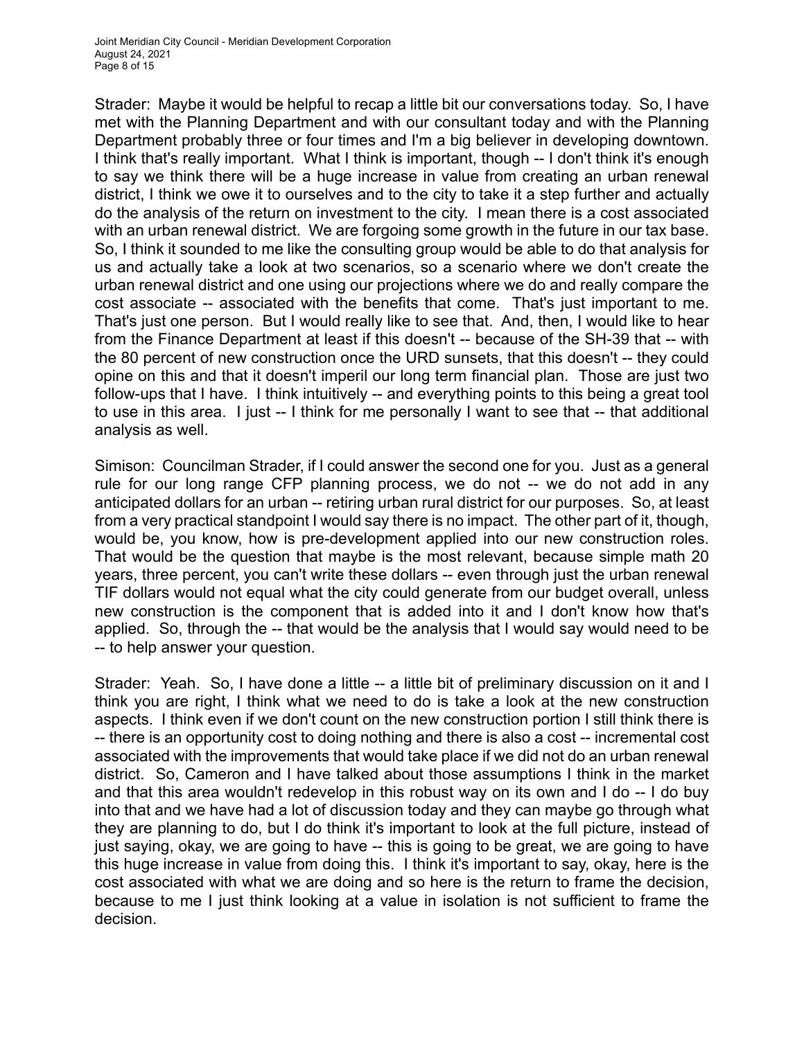Strader: Maybe it would be helpful to recap a little bit our conversations today. So, I have met with the Planning Department and with our consultant today and with the Planning Department probably three or four times and I'm a big believer in developing downtown. I think that's really important. What I think is important, though -- I don't think it's enough to say we think there will be a huge increase in value from creating an urban renewal district, I think we owe it to ourselves and to the city to take it a step further and actually do the analysis of the return on investment to the city. I mean there is a cost associated with an urban renewal district. We are forgoing some growth in the future in our tax base. So, I think it sounded to me like the consulting group would be able to do that analysis for us and actually take a look at two scenarios, so a scenario where we don't create the urban renewal district and one using our projections where we do and really compare the cost associate -- associated with the benefits that come. That's just important to me. That's just one person. But I would really like to see that. And, then, I would like to hear from the Finance Department at least if this doesn't -- because of the SH-39 that -- with the 80 percent of new construction once the URD sunsets, that this doesn't -- they could opine on this and that it doesn't imperil our long term financial plan. Those are just two follow-ups that I have. I think intuitively -- and everything points to this being a great tool to use in this area. I just -- I think for me personally I want to see that -- that additional analysis as well.

Simison: Councilman Strader, if I could answer the second one for you. Just as a general rule for our long range CFP planning process, we do not -- we do not add in any anticipated dollars for an urban -- retiring urban rural district for our purposes. So, at least from a very practical standpoint I would say there is no impact. The other part of it, though, would be, you know, how is pre-development applied into our new construction roles. That would be the question that maybe is the most relevant, because simple math 20 years, three percent, you can't write these dollars -- even through just the urban renewal TIF dollars would not equal what the city could generate from our budget overall, unless new construction is the component that is added into it and I don't know how that's applied. So, through the -- that would be the analysis that I would say would need to be -- to help answer your question.

Strader: Yeah. So, I have done a little -- a little bit of preliminary discussion on it and I think you are right, I think what we need to do is take a look at the new construction aspects. I think even if we don't count on the new construction portion I still think there is -- there is an opportunity cost to doing nothing and there is also a cost -- incremental cost associated with the improvements that would take place if we did not do an urban renewal district. So, Cameron and I have talked about those assumptions I think in the market and that this area wouldn't redevelop in this robust way on its own and I do -- I do buy into that and we have had a lot of discussion today and they can maybe go through what they are planning to do, but I do think it's important to look at the full picture, instead of just saying, okay, we are going to have -- this is going to be great, we are going to have this huge increase in value from doing this. I think it's important to say, okay, here is the cost associated with what we are doing and so here is the return to frame the decision, because to me I just think looking at a value in isolation is not sufficient to frame the decision.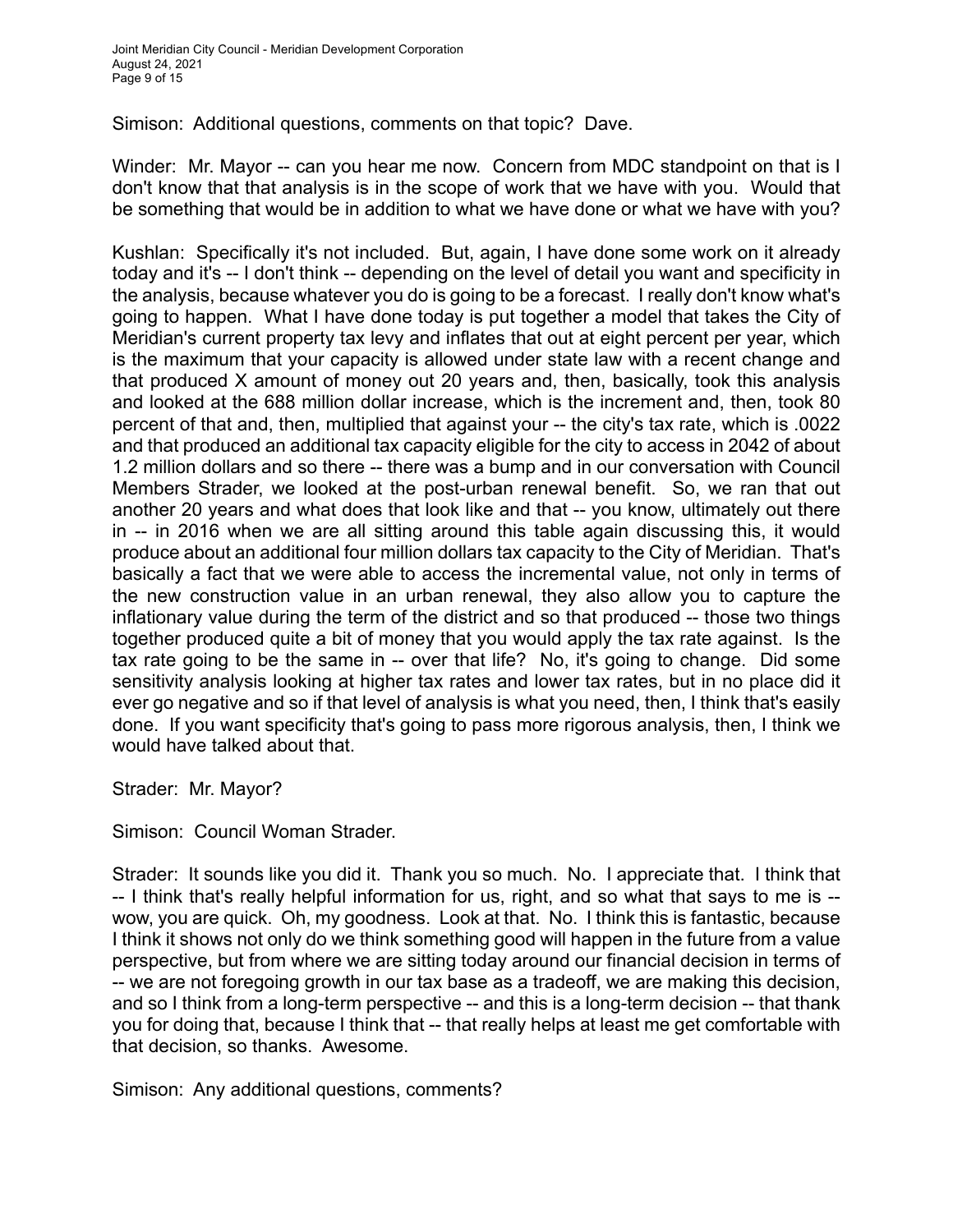Simison: Additional questions, comments on that topic? Dave.

Winder: Mr. Mayor -- can you hear me now. Concern from MDC standpoint on that is I don't know that that analysis is in the scope of work that we have with you. Would that be something that would be in addition to what we have done or what we have with you?

Kushlan: Specifically it's not included. But, again, I have done some work on it already today and it's -- I don't think -- depending on the level of detail you want and specificity in the analysis, because whatever you do is going to be a forecast. I really don't know what's going to happen. What I have done today is put together a model that takes the City of Meridian's current property tax levy and inflates that out at eight percent per year, which is the maximum that your capacity is allowed under state law with a recent change and that produced X amount of money out 20 years and, then, basically, took this analysis and looked at the 688 million dollar increase, which is the increment and, then, took 80 percent of that and, then, multiplied that against your -- the city's tax rate, which is .0022 and that produced an additional tax capacity eligible for the city to access in 2042 of about 1.2 million dollars and so there -- there was a bump and in our conversation with Council Members Strader, we looked at the post-urban renewal benefit. So, we ran that out another 20 years and what does that look like and that -- you know, ultimately out there in -- in 2016 when we are all sitting around this table again discussing this, it would produce about an additional four million dollars tax capacity to the City of Meridian. That's basically a fact that we were able to access the incremental value, not only in terms of the new construction value in an urban renewal, they also allow you to capture the inflationary value during the term of the district and so that produced -- those two things together produced quite a bit of money that you would apply the tax rate against. Is the tax rate going to be the same in -- over that life? No, it's going to change. Did some sensitivity analysis looking at higher tax rates and lower tax rates, but in no place did it ever go negative and so if that level of analysis is what you need, then, I think that's easily done. If you want specificity that's going to pass more rigorous analysis, then, I think we would have talked about that.

Strader: Mr. Mayor?

Simison: Council Woman Strader.

Strader: It sounds like you did it. Thank you so much. No. I appreciate that. I think that -- I think that's really helpful information for us, right, and so what that says to me is -- wow, you are quick. Oh, my goodness. Look at that. No. I think this is fantastic, because I think it shows not only do we think something good will happen in the future from a value perspective, but from where we are sitting today around our financial decision in terms of -- we are not foregoing growth in our tax base as a tradeoff, we are making this decision, and so I think from a long-term perspective -- and this is a long-term decision -- that thank you for doing that, because I think that -- that really helps at least me get comfortable with that decision, so thanks. Awesome.

Simison: Any additional questions, comments?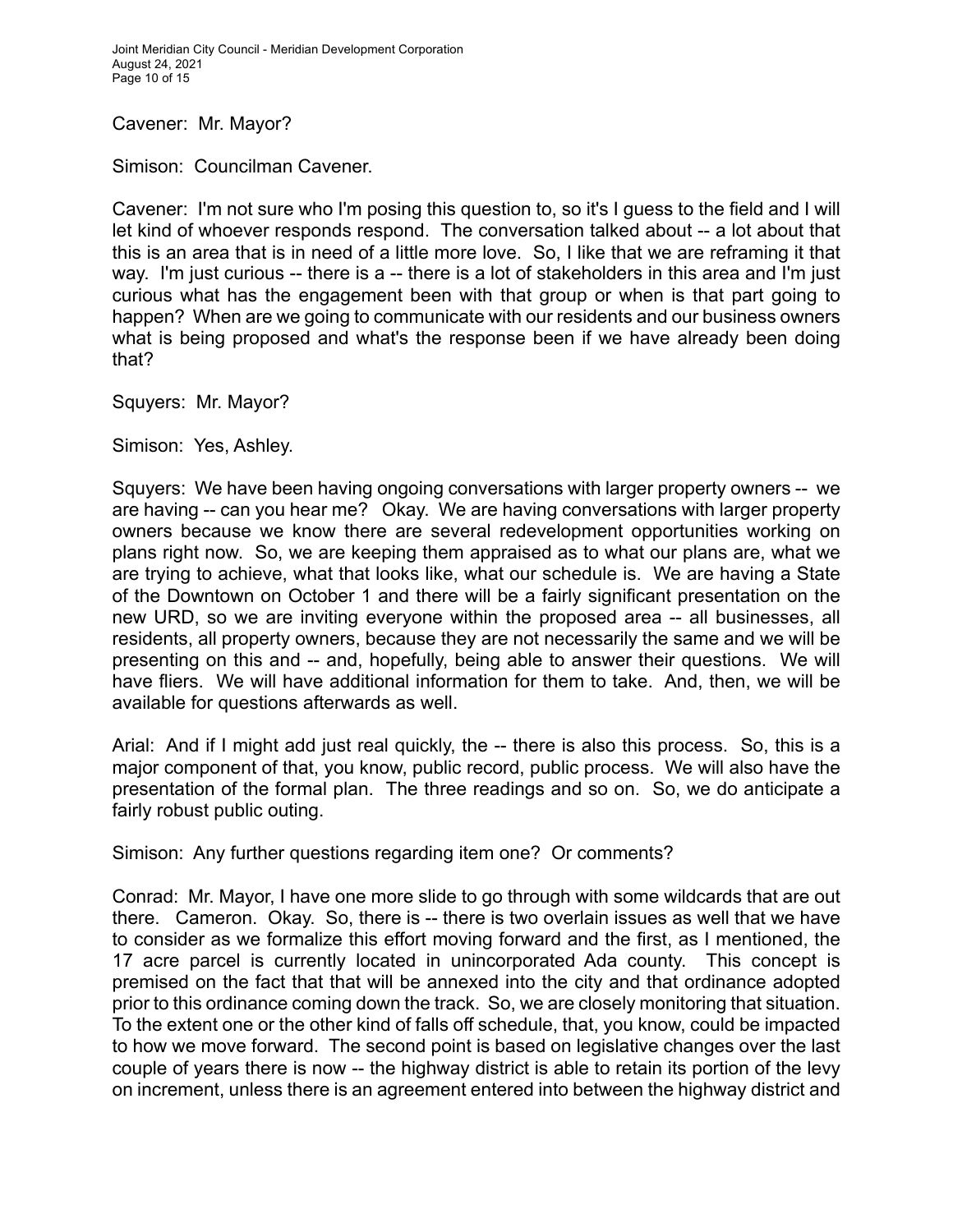Cavener: Mr. Mayor?

Simison: Councilman Cavener.

Cavener: I'm not sure who I'm posing this question to, so it's I guess to the field and I will let kind of whoever responds respond. The conversation talked about -- a lot about that this is an area that is in need of a little more love. So, I like that we are reframing it that way. I'm just curious -- there is a -- there is a lot of stakeholders in this area and I'm just curious what has the engagement been with that group or when is that part going to happen? When are we going to communicate with our residents and our business owners what is being proposed and what's the response been if we have already been doing that?

Squyers: Mr. Mayor?

Simison: Yes, Ashley.

Squyers: We have been having ongoing conversations with larger property owners -- we are having -- can you hear me? Okay. We are having conversations with larger property owners because we know there are several redevelopment opportunities working on plans right now. So, we are keeping them appraised as to what our plans are, what we are trying to achieve, what that looks like, what our schedule is. We are having a State of the Downtown on October 1 and there will be a fairly significant presentation on the new URD, so we are inviting everyone within the proposed area -- all businesses, all residents, all property owners, because they are not necessarily the same and we will be presenting on this and -- and, hopefully, being able to answer their questions. We will have fliers. We will have additional information for them to take. And, then, we will be available for questions afterwards as well.

Arial: And if I might add just real quickly, the -- there is also this process. So, this is a major component of that, you know, public record, public process. We will also have the presentation of the formal plan. The three readings and so on. So, we do anticipate a fairly robust public outing.

Simison: Any further questions regarding item one? Or comments?

Conrad: Mr. Mayor, I have one more slide to go through with some wildcards that are out there. Cameron. Okay. So, there is -- there is two overlain issues as well that we have to consider as we formalize this effort moving forward and the first, as I mentioned, the 17 acre parcel is currently located in unincorporated Ada county. This concept is premised on the fact that that will be annexed into the city and that ordinance adopted prior to this ordinance coming down the track. So, we are closely monitoring that situation. To the extent one or the other kind of falls off schedule, that, you know, could be impacted to how we move forward. The second point is based on legislative changes over the last couple of years there is now -- the highway district is able to retain its portion of the levy on increment, unless there is an agreement entered into between the highway district and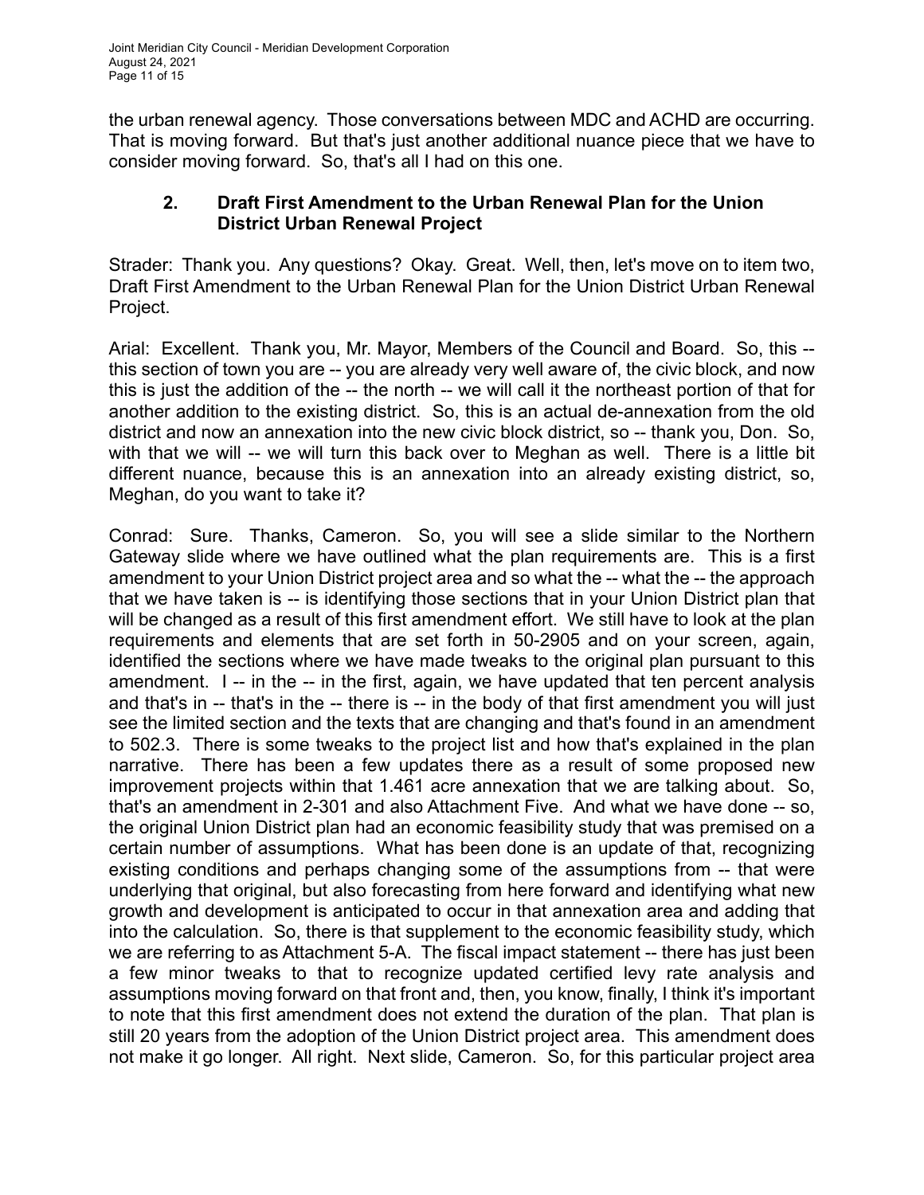the urban renewal agency. Those conversations between MDC and ACHD are occurring. That is moving forward. But that's just another additional nuance piece that we have to consider moving forward. So, that's all I had on this one.

**2. Draft First Amendment to the Urban Renewal Plan for the Union District Urban Renewal Project**

Strader: Thank you. Any questions? Okay. Great. Well, then, let's move on to item two, Draft First Amendment to the Urban Renewal Plan for the Union District Urban Renewal Project.

Arial: Excellent. Thank you, Mr. Mayor, Members of the Council and Board. So, this -- this section of town you are -- you are already very well aware of, the civic block, and now this is just the addition of the -- the north -- we will call it the northeast portion of that for another addition to the existing district. So, this is an actual de-annexation from the old district and now an annexation into the new civic block district, so -- thank you, Don. So, with that we will -- we will turn this back over to Meghan as well. There is a little bit different nuance, because this is an annexation into an already existing district, so, Meghan, do you want to take it?

Conrad: Sure. Thanks, Cameron. So, you will see a slide similar to the Northern Gateway slide where we have outlined what the plan requirements are. This is a first amendment to your Union District project area and so what the -- what the -- the approach that we have taken is -- is identifying those sections that in your Union District plan that will be changed as a result of this first amendment effort. We still have to look at the plan requirements and elements that are set forth in 50-2905 and on your screen, again, identified the sections where we have made tweaks to the original plan pursuant to this amendment. I -- in the -- in the first, again, we have updated that ten percent analysis and that's in -- that's in the -- there is -- in the body of that first amendment you will just see the limited section and the texts that are changing and that's found in an amendment to 502.3. There is some tweaks to the project list and how that's explained in the plan narrative. There has been a few updates there as a result of some proposed new improvement projects within that 1.461 acre annexation that we are talking about. So, that's an amendment in 2-301 and also Attachment Five. And what we have done -- so, the original Union District plan had an economic feasibility study that was premised on a certain number of assumptions. What has been done is an update of that, recognizing existing conditions and perhaps changing some of the assumptions from -- that were underlying that original, but also forecasting from here forward and identifying what new growth and development is anticipated to occur in that annexation area and adding that into the calculation. So, there is that supplement to the economic feasibility study, which we are referring to as Attachment 5-A. The fiscal impact statement -- there has just been a few minor tweaks to that to recognize updated certified levy rate analysis and assumptions moving forward on that front and, then, you know, finally, I think it's important to note that this first amendment does not extend the duration of the plan. That plan is still 20 years from the adoption of the Union District project area. This amendment does not make it go longer. All right. Next slide, Cameron. So, for this particular project area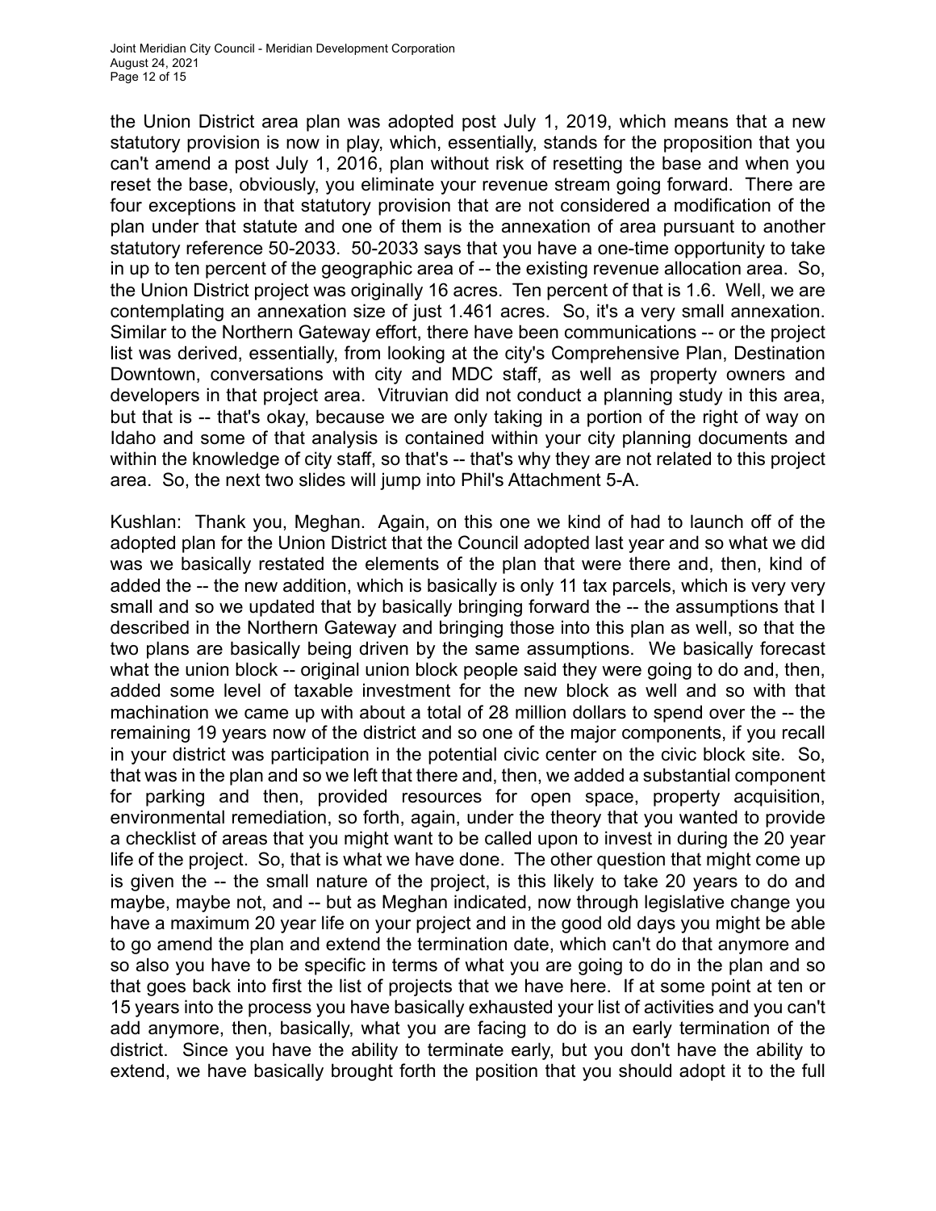the Union District area plan was adopted post July 1, 2019, which means that a new statutory provision is now in play, which, essentially, stands for the proposition that you can't amend a post July 1, 2016, plan without risk of resetting the base and when you reset the base, obviously, you eliminate your revenue stream going forward. There are four exceptions in that statutory provision that are not considered a modification of the plan under that statute and one of them is the annexation of area pursuant to another statutory reference 50-2033. 50-2033 says that you have a one-time opportunity to take in up to ten percent of the geographic area of -- the existing revenue allocation area. So, the Union District project was originally 16 acres. Ten percent of that is 1.6. Well, we are contemplating an annexation size of just 1.461 acres. So, it's a very small annexation. Similar to the Northern Gateway effort, there have been communications -- or the project list was derived, essentially, from looking at the city's Comprehensive Plan, Destination Downtown, conversations with city and MDC staff, as well as property owners and developers in that project area. Vitruvian did not conduct a planning study in this area, but that is -- that's okay, because we are only taking in a portion of the right of way on Idaho and some of that analysis is contained within your city planning documents and within the knowledge of city staff, so that's -- that's why they are not related to this project area. So, the next two slides will jump into Phil's Attachment 5-A.

Kushlan: Thank you, Meghan. Again, on this one we kind of had to launch off of the adopted plan for the Union District that the Council adopted last year and so what we did was we basically restated the elements of the plan that were there and, then, kind of added the -- the new addition, which is basically is only 11 tax parcels, which is very very small and so we updated that by basically bringing forward the -- the assumptions that I described in the Northern Gateway and bringing those into this plan as well, so that the two plans are basically being driven by the same assumptions. We basically forecast what the union block -- original union block people said they were going to do and, then, added some level of taxable investment for the new block as well and so with that machination we came up with about a total of 28 million dollars to spend over the -- the remaining 19 years now of the district and so one of the major components, if you recall in your district was participation in the potential civic center on the civic block site. So, that was in the plan and so we left that there and, then, we added a substantial component for parking and then, provided resources for open space, property acquisition, environmental remediation, so forth, again, under the theory that you wanted to provide a checklist of areas that you might want to be called upon to invest in during the 20 year life of the project. So, that is what we have done. The other question that might come up is given the -- the small nature of the project, is this likely to take 20 years to do and maybe, maybe not, and -- but as Meghan indicated, now through legislative change you have a maximum 20 year life on your project and in the good old days you might be able to go amend the plan and extend the termination date, which can't do that anymore and so also you have to be specific in terms of what you are going to do in the plan and so that goes back into first the list of projects that we have here. If at some point at ten or 15 years into the process you have basically exhausted your list of activities and you can't add anymore, then, basically, what you are facing to do is an early termination of the district. Since you have the ability to terminate early, but you don't have the ability to extend, we have basically brought forth the position that you should adopt it to the full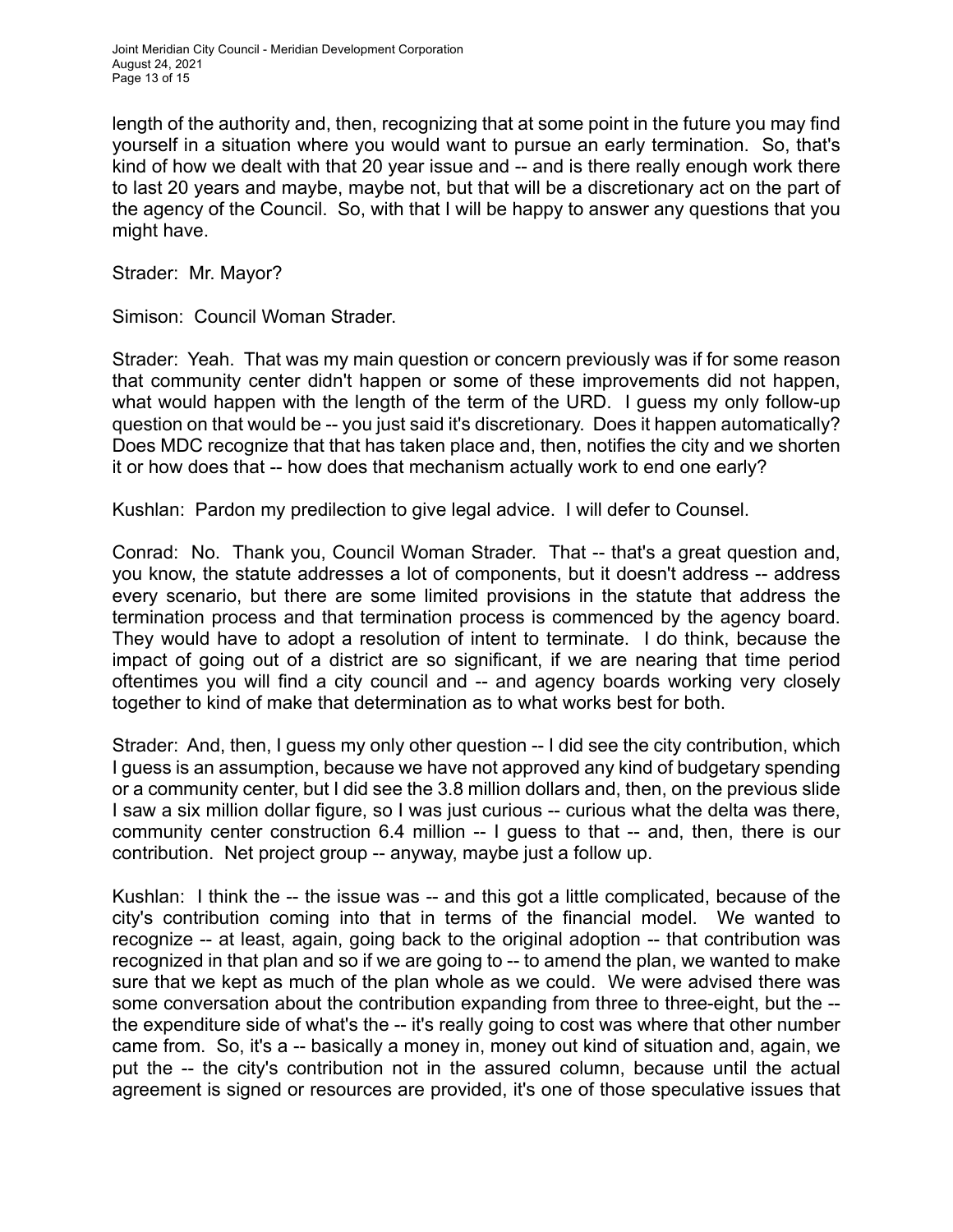length of the authority and, then, recognizing that at some point in the future you may find yourself in a situation where you would want to pursue an early termination. So, that's kind of how we dealt with that 20 year issue and -- and is there really enough work there to last 20 years and maybe, maybe not, but that will be a discretionary act on the part of the agency of the Council. So, with that I will be happy to answer any questions that you might have.

Strader: Mr. Mayor?

Simison: Council Woman Strader.

Strader: Yeah. That was my main question or concern previously was if for some reason that community center didn't happen or some of these improvements did not happen, what would happen with the length of the term of the URD. I guess my only follow-up question on that would be -- you just said it's discretionary. Does it happen automatically? Does MDC recognize that that has taken place and, then, notifies the city and we shorten it or how does that -- how does that mechanism actually work to end one early?

Kushlan: Pardon my predilection to give legal advice. I will defer to Counsel.

Conrad: No. Thank you, Council Woman Strader. That -- that's a great question and, you know, the statute addresses a lot of components, but it doesn't address -- address every scenario, but there are some limited provisions in the statute that address the termination process and that termination process is commenced by the agency board. They would have to adopt a resolution of intent to terminate. I do think, because the impact of going out of a district are so significant, if we are nearing that time period oftentimes you will find a city council and -- and agency boards working very closely together to kind of make that determination as to what works best for both.

Strader: And, then, I guess my only other question -- I did see the city contribution, which I guess is an assumption, because we have not approved any kind of budgetary spending or a community center, but I did see the 3.8 million dollars and, then, on the previous slide I saw a six million dollar figure, so I was just curious -- curious what the delta was there, community center construction 6.4 million -- I guess to that -- and, then, there is our contribution. Net project group -- anyway, maybe just a follow up.

Kushlan: I think the -- the issue was -- and this got a little complicated, because of the city's contribution coming into that in terms of the financial model. We wanted to recognize -- at least, again, going back to the original adoption -- that contribution was recognized in that plan and so if we are going to -- to amend the plan, we wanted to make sure that we kept as much of the plan whole as we could. We were advised there was some conversation about the contribution expanding from three to three-eight, but the -- the expenditure side of what's the -- it's really going to cost was where that other number came from. So, it's a -- basically a money in, money out kind of situation and, again, we put the -- the city's contribution not in the assured column, because until the actual agreement is signed or resources are provided, it's one of those speculative issues that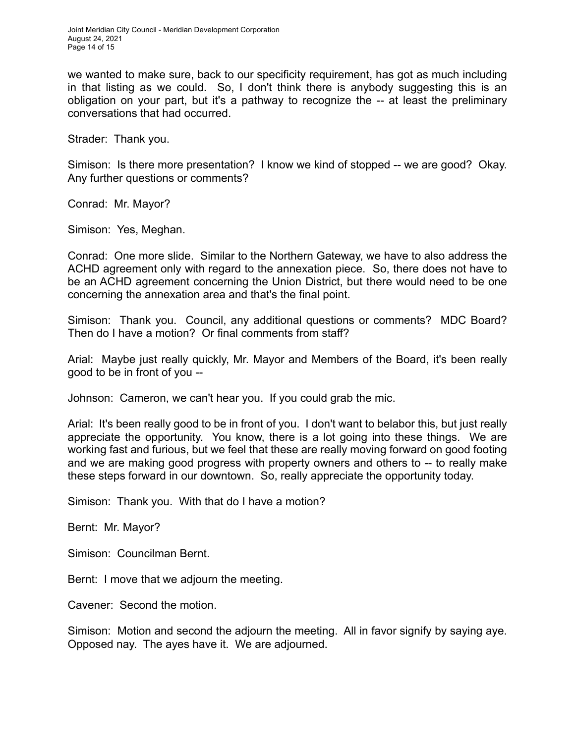we wanted to make sure, back to our specificity requirement, has got as much including in that listing as we could. So, I don't think there is anybody suggesting this is an obligation on your part, but it's a pathway to recognize the -- at least the preliminary conversations that had occurred.

Strader: Thank you.

Simison: Is there more presentation? I know we kind of stopped -- we are good? Okay. Any further questions or comments?

Conrad: Mr. Mayor?

Simison: Yes, Meghan.

Conrad: One more slide. Similar to the Northern Gateway, we have to also address the ACHD agreement only with regard to the annexation piece. So, there does not have to be an ACHD agreement concerning the Union District, but there would need to be one concerning the annexation area and that's the final point.

Simison: Thank you. Council, any additional questions or comments? MDC Board? Then do I have a motion? Or final comments from staff?

Arial: Maybe just really quickly, Mr. Mayor and Members of the Board, it's been really good to be in front of you --

Johnson: Cameron, we can't hear you. If you could grab the mic.

Arial: It's been really good to be in front of you. I don't want to belabor this, but just really appreciate the opportunity. You know, there is a lot going into these things. We are working fast and furious, but we feel that these are really moving forward on good footing and we are making good progress with property owners and others to -- to really make these steps forward in our downtown. So, really appreciate the opportunity today.

Simison: Thank you. With that do I have a motion?

Bernt: Mr. Mayor?

Simison: Councilman Bernt.

Bernt: I move that we adjourn the meeting.

Cavener: Second the motion.

Simison: Motion and second the adjourn the meeting. All in favor signify by saying aye. Opposed nay. The ayes have it. We are adjourned.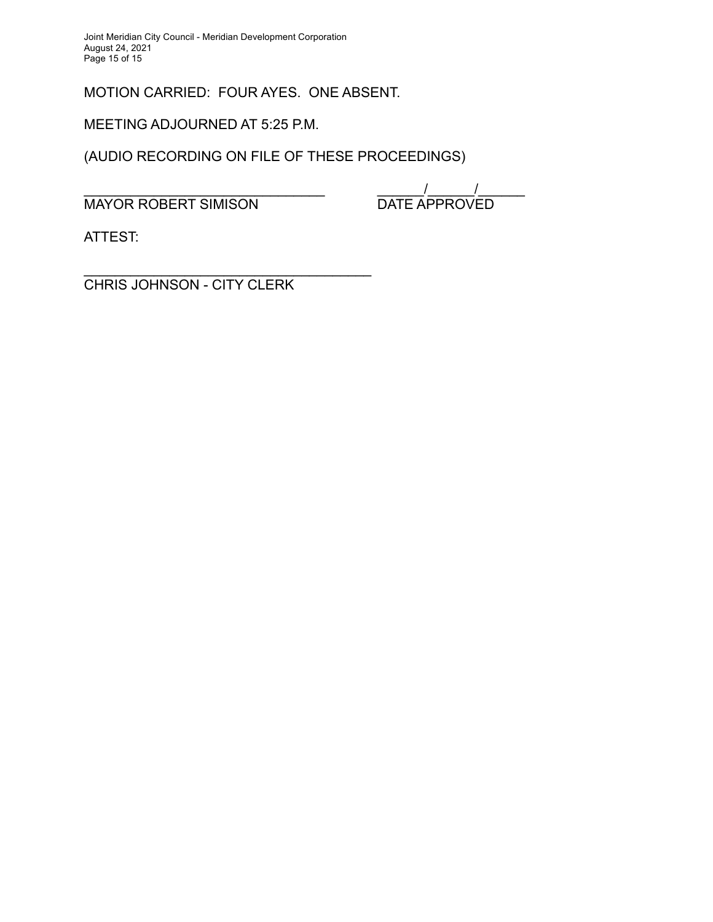MOTION CARRIED: FOUR AYES. ONE ABSENT.

MEETING ADJOURNED AT 5:25 P.M.

(AUDIO RECORDING ON FILE OF THESE PROCEEDINGS)

_______________________________          ______/______/______
MAYOR ROBERT SIMISON                              DATE APPROVED

ATTEST:

_____________________________________
CHRIS JOHNSON - CITY CLERK